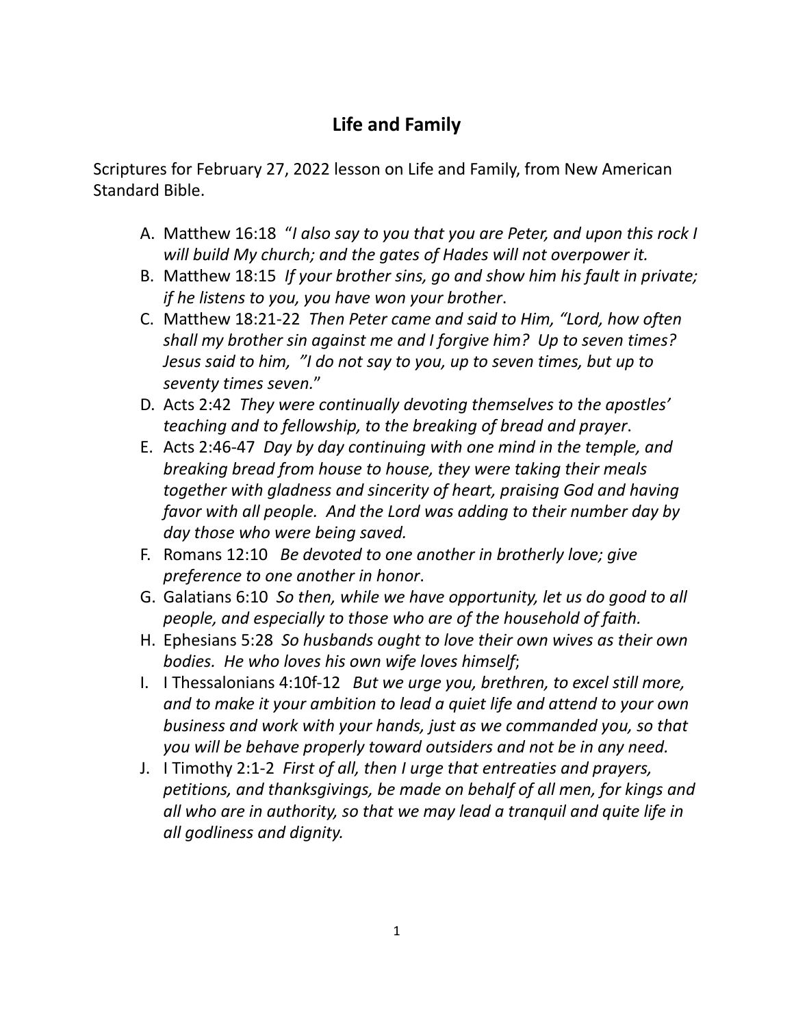# Life and Family

Scripture for February 27, 2022 lesson on Life and Family, from New American Standard Bible.

A. Matthew 16:18 "*I also say to you that you are Peter, and upon this rock I will build My church; and the gates of Hades will not overpower it.*
B. Matthew 18:15 *If your brother sins, go and show him his fault in private; if he listens to you, you have won your brother*.
C. Matthew 18:21-22 *Then Peter came and said to Him, "Lord, how often shall my brother sin against me and I forgive him? Up to seven times? Jesus said to him, "I do not say to you, up to seven times, but up to seventy times seven.*"
D. Acts 2:42 *They were continually devoting themselves to the apostles' teaching and to fellowship, to the breaking of bread and prayer*.
E. Acts 2:46-47 *Day by day continuing with one mind in the temple, and breaking bread from house to house, they were taking their meals together with gladness and sincerity of heart, praising God and having favor with all people. And the Lord was adding to their number day by day those who were being saved.*
F. Romans 12:10 *Be devoted to one another in brotherly love; give preference to one another in honor*.
G. Galatians 6:10 *So then, while we have opportunity, let us do good to all people, and especially to those who are of the household of faith.*
H. Ephesians 5:28 *So husbands ought to love their own wives as their own bodies. He who loves his own wife loves himself*;
I. I Thessalonians 4:10f-12 *But we urge you, brethren, to excel still more, and to make it your ambition to lead a quiet life and attend to your own business and work with your hands, just as we commanded you, so that you will be behave properly toward outsiders and not be in any need.*
J. I Timothy 2:1-2 *First of all, then I urge that entreaties and prayers, petitions, and thanksgivings, be made on behalf of all men, for kings and all who are in authority, so that we may lead a tranquil and quite life in all godliness and dignity.*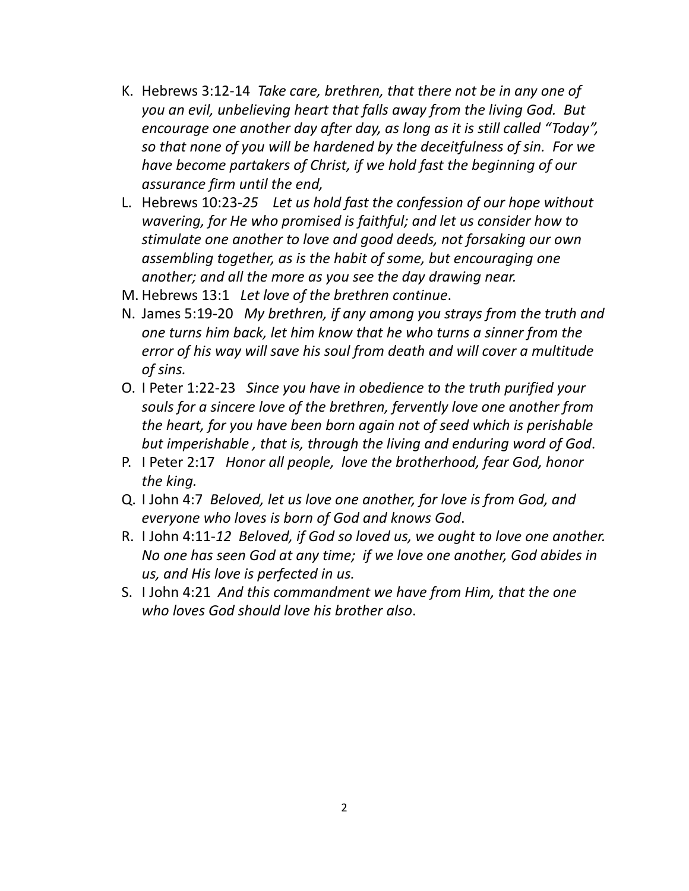K. Hebrews 3:12-14 *Take care, brethren, that there not be in any one of you an evil, unbelieving heart that falls away from the living God. But encourage one another day after day, as long as it is still called "Today", so that none of you will be hardened by the deceitfulness of sin. For we have become partakers of Christ, if we hold fast the beginning of our assurance firm until the end,*

L. Hebrews 10:23-*25* *Let us hold fast the confession of our hope without wavering, for He who promised is faithful; and let us consider how to stimulate one another to love and good deeds, not forsaking our own assembling together, as is the habit of some, but encouraging one another; and all the more as you see the day drawing near.*

M. Hebrews 13:1 *Let love of the brethren continue*.

N. James 5:19-20 *My brethren, if any among you strays from the truth and one turns him back, let him know that he who turns a sinner from the error of his way will save his soul from death and will cover a multitude of sins.*

O. I Peter 1:22-23 *Since you have in obedience to the truth purified your souls for a sincere love of the brethren, fervently love one another from the heart, for you have been born again not of seed which is perishable but imperishable , that is, through the living and enduring word of God*.

P. I Peter 2:17 *Honor all people, love the brotherhood, fear God, honor the king.*

Q. I John 4:7 *Beloved, let us love one another, for love is from God, and everyone who loves is born of God and knows God*.

R. I John 4:11-*12* *Beloved, if God so loved us, we ought to love one another. No one has seen God at any time; if we love one another, God abides in us, and His love is perfected in us.*

S. I John 4:21 *And this commandment we have from Him, that the one who loves God should love his brother also*.